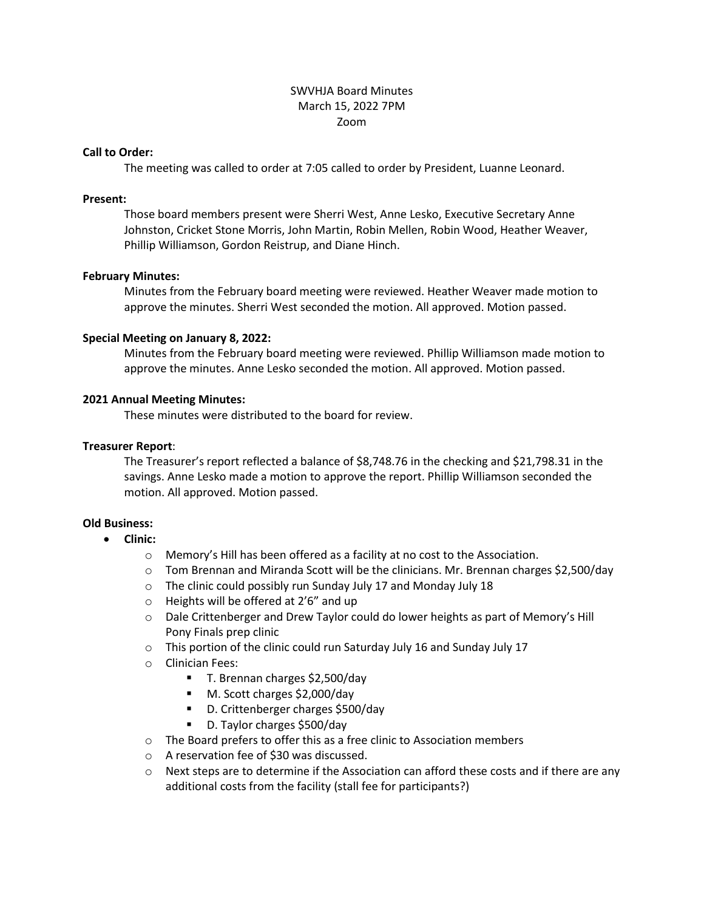SWVHJA Board Minutes
March 15, 2022 7PM
Zoom

**Call to Order:**

The meeting was called to order at 7:05 called to order by President, Luanne Leonard.

**Present:**

Those board members present were Sherri West, Anne Lesko, Executive Secretary Anne Johnston, Cricket Stone Morris, John Martin, Robin Mellen, Robin Wood, Heather Weaver, Phillip Williamson, Gordon Reistrup, and Diane Hinch.

**February Minutes:**

Minutes from the February board meeting were reviewed. Heather Weaver made motion to approve the minutes. Sherri West seconded the motion. All approved. Motion passed.

**Special Meeting on January 8, 2022:**

Minutes from the February board meeting were reviewed. Phillip Williamson made motion to approve the minutes. Anne Lesko seconded the motion. All approved. Motion passed.

**2021 Annual Meeting Minutes:**

These minutes were distributed to the board for review.

**Treasurer Report**:

The Treasurer's report reflected a balance of $8,748.76 in the checking and $21,798.31 in the savings. Anne Lesko made a motion to approve the report. Phillip Williamson seconded the motion. All approved. Motion passed.

**Old Business:**

- **Clinic:**
  - Memory's Hill has been offered as a facility at no cost to the Association.
  - Tom Brennan and Miranda Scott will be the clinicians. Mr. Brennan charges $2,500/day
  - The clinic could possibly run Sunday July 17 and Monday July 18
  - Heights will be offered at 2'6" and up
  - Dale Crittenberger and Drew Taylor could do lower heights as part of Memory's Hill Pony Finals prep clinic
  - This portion of the clinic could run Saturday July 16 and Sunday July 17
  - Clinician Fees:
    - T. Brennan charges $2,500/day
    - M. Scott charges $2,000/day
    - D. Crittenberger charges $500/day
    - D. Taylor charges $500/day
  - The Board prefers to offer this as a free clinic to Association members
  - A reservation fee of $30 was discussed.
  - Next steps are to determine if the Association can afford these costs and if there are any additional costs from the facility (stall fee for participants?)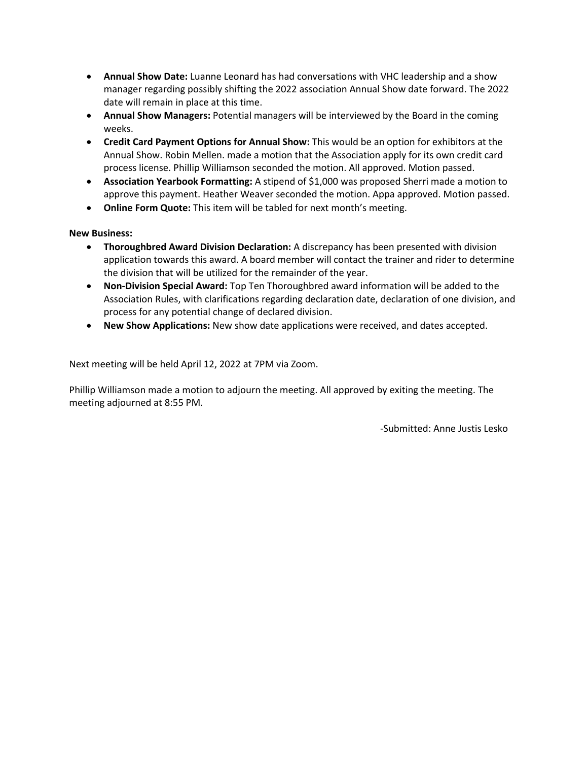- **Annual Show Date:** Luanne Leonard has had conversations with VHC leadership and a show manager regarding possibly shifting the 2022 association Annual Show date forward. The 2022 date will remain in place at this time.
- **Annual Show Managers:** Potential managers will be interviewed by the Board in the coming weeks.
- **Credit Card Payment Options for Annual Show:** This would be an option for exhibitors at the Annual Show. Robin Mellen. made a motion that the Association apply for its own credit card process license. Phillip Williamson seconded the motion. All approved. Motion passed.
- **Association Yearbook Formatting:** A stipend of $1,000 was proposed Sherri made a motion to approve this payment. Heather Weaver seconded the motion. Appa approved. Motion passed.
- **Online Form Quote:** This item will be tabled for next month's meeting.

**New Business:**

- **Thoroughbred Award Division Declaration:** A discrepancy has been presented with division application towards this award. A board member will contact the trainer and rider to determine the division that will be utilized for the remainder of the year.
- **Non-Division Special Award:** Top Ten Thoroughbred award information will be added to the Association Rules, with clarifications regarding declaration date, declaration of one division, and process for any potential change of declared division.
- **New Show Applications:** New show date applications were received, and dates accepted.

Next meeting will be held April 12, 2022 at 7PM via Zoom.

Phillip Williamson made a motion to adjourn the meeting. All approved by exiting the meeting. The meeting adjourned at 8:55 PM.

-Submitted: Anne Justis Lesko